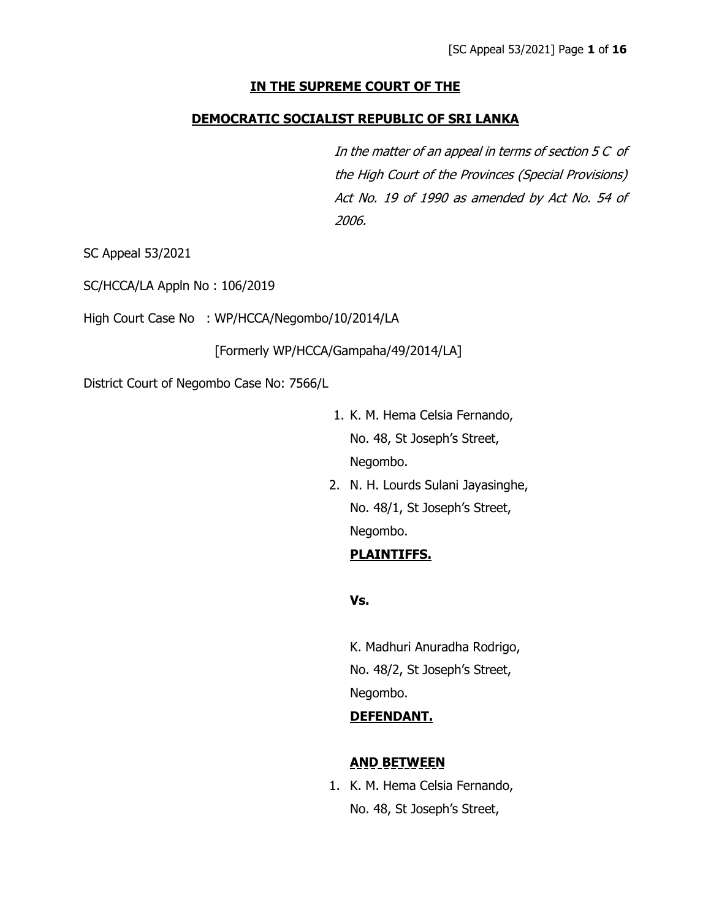**IN THE SUPREME COURT OF THE**

**DEMOCRATIC SOCIALIST REPUBLIC OF SRI LANKA**

*In the matter of an appeal in terms of section 5 C of the High Court of the Provinces (Special Provisions) Act No. 19 of 1990 as amended by Act No. 54 of 2006.*

SC Appeal 53/2021

SC/HCCA/LA Appln No : 106/2019

High Court Case No : WP/HCCA/Negombo/10/2014/LA

[Formerly WP/HCCA/Gampaha/49/2014/LA]

District Court of Negombo Case No: 7566/L

1. K. M. Hema Celsia Fernando,
   No. 48, St Joseph's Street,
   Negombo.
2. N. H. Lourds Sulani Jayasinghe,
   No. 48/1, St Joseph's Street,
   Negombo.

**PLAINTIFFS.**

**Vs.**

K. Madhuri Anuradha Rodrigo,
No. 48/2, St Joseph's Street,
Negombo.

**DEFENDANT.**

**AND BETWEEN**

1. K. M. Hema Celsia Fernando,
   No. 48, St Joseph's Street,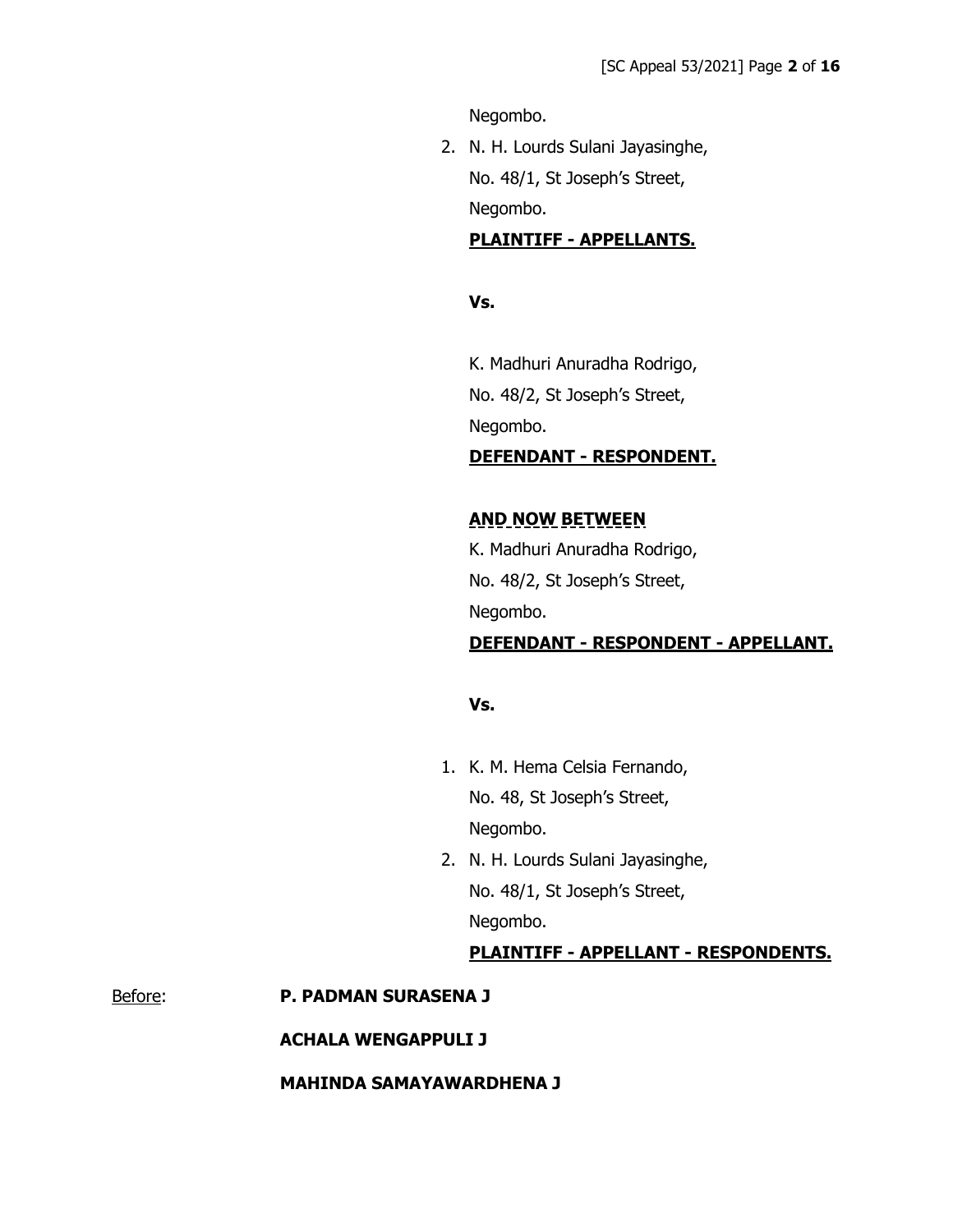Negombo.

2. N. H. Lourds Sulani Jayasinghe,
   No. 48/1, St Joseph's Street,
   Negombo.

**PLAINTIFF - APPELLANTS.**

**Vs.**

K. Madhuri Anuradha Rodrigo,
No. 48/2, St Joseph's Street,
Negombo.

**DEFENDANT - RESPONDENT.**

**AND NOW BETWEEN**

K. Madhuri Anuradha Rodrigo,
No. 48/2, St Joseph's Street,
Negombo.

**DEFENDANT - RESPONDENT - APPELLANT.**

**Vs.**

1. K. M. Hema Celsia Fernando,
   No. 48, St Joseph's Street,
   Negombo.
2. N. H. Lourds Sulani Jayasinghe,
   No. 48/1, St Joseph's Street,
   Negombo.

**PLAINTIFF - APPELLANT - RESPONDENTS.**

Before: **P. PADMAN SURASENA J**

**ACHALA WENGAPPULI J**

**MAHINDA SAMAYAWARDHENA J**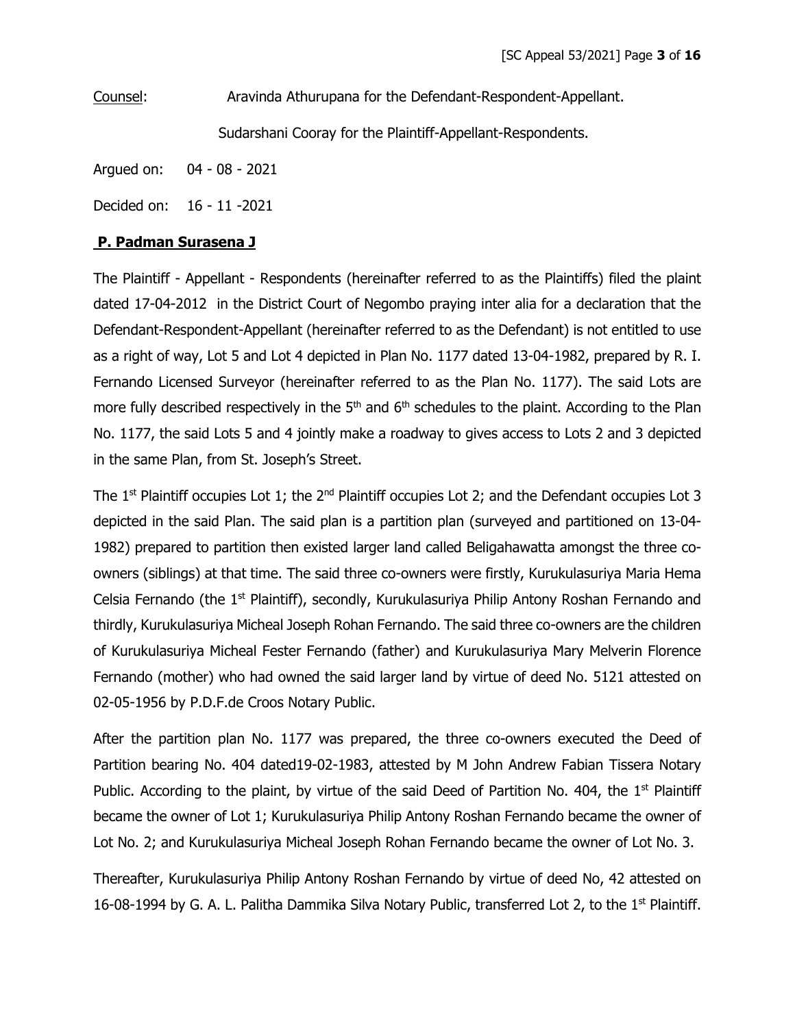Counsel: Aravinda Athurupana for the Defendant-Respondent-Appellant.

Sudarshani Cooray for the Plaintiff-Appellant-Respondents.

Argued on: 04 - 08 - 2021

Decided on: 16 - 11 -2021

**P. Padman Surasena J**

The Plaintiff - Appellant - Respondents (hereinafter referred to as the Plaintiffs) filed the plaint dated 17-04-2012 in the District Court of Negombo praying inter alia for a declaration that the Defendant-Respondent-Appellant (hereinafter referred to as the Defendant) is not entitled to use as a right of way, Lot 5 and Lot 4 depicted in Plan No. 1177 dated 13-04-1982, prepared by R. I. Fernando Licensed Surveyor (hereinafter referred to as the Plan No. 1177). The said Lots are more fully described respectively in the 5th and 6th schedules to the plaint. According to the Plan No. 1177, the said Lots 5 and 4 jointly make a roadway to gives access to Lots 2 and 3 depicted in the same Plan, from St. Joseph's Street.

The 1st Plaintiff occupies Lot 1; the 2nd Plaintiff occupies Lot 2; and the Defendant occupies Lot 3 depicted in the said Plan. The said plan is a partition plan (surveyed and partitioned on 13-04-1982) prepared to partition then existed larger land called Beligahawatta amongst the three co-owners (siblings) at that time. The said three co-owners were firstly, Kurukulasuriya Maria Hema Celsia Fernando (the 1st Plaintiff), secondly, Kurukulasuriya Philip Antony Roshan Fernando and thirdly, Kurukulasuriya Micheal Joseph Rohan Fernando. The said three co-owners are the children of Kurukulasuriya Micheal Fester Fernando (father) and Kurukulasuriya Mary Melverin Florence Fernando (mother) who had owned the said larger land by virtue of deed No. 5121 attested on 02-05-1956 by P.D.F.de Croos Notary Public.

After the partition plan No. 1177 was prepared, the three co-owners executed the Deed of Partition bearing No. 404 dated19-02-1983, attested by M John Andrew Fabian Tissera Notary Public. According to the plaint, by virtue of the said Deed of Partition No. 404, the 1st Plaintiff became the owner of Lot 1; Kurukulasuriya Philip Antony Roshan Fernando became the owner of Lot No. 2; and Kurukulasuriya Micheal Joseph Rohan Fernando became the owner of Lot No. 3.

Thereafter, Kurukulasuriya Philip Antony Roshan Fernando by virtue of deed No, 42 attested on 16-08-1994 by G. A. L. Palitha Dammika Silva Notary Public, transferred Lot 2, to the 1st Plaintiff.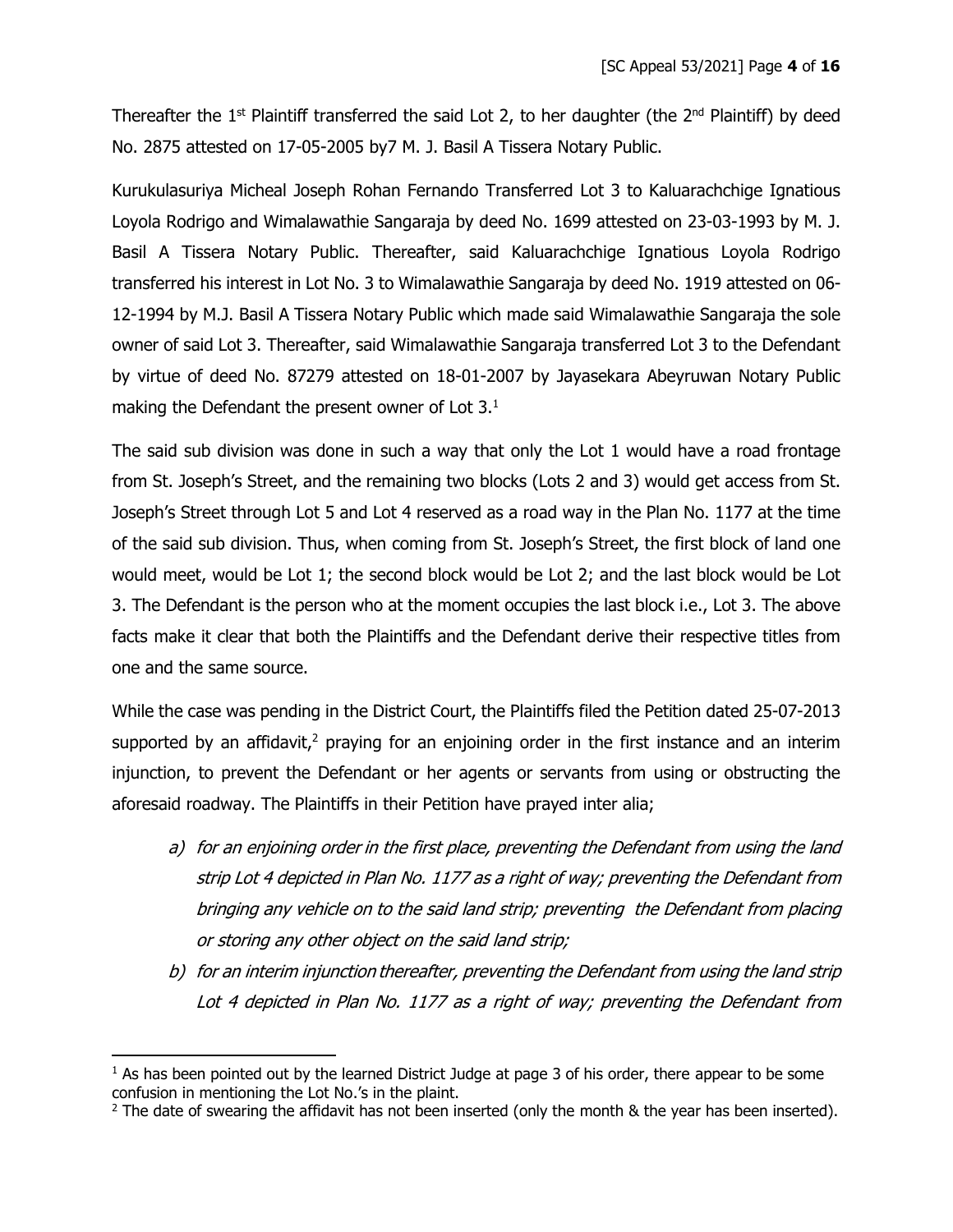Thereafter the 1st Plaintiff transferred the said Lot 2, to her daughter (the 2nd Plaintiff) by deed No. 2875 attested on 17-05-2005 by7 M. J. Basil A Tissera Notary Public.

Kurukulasuriya Micheal Joseph Rohan Fernando Transferred Lot 3 to Kaluarachchige Ignatious Loyola Rodrigo and Wimalawathie Sangaraja by deed No. 1699 attested on 23-03-1993 by M. J. Basil A Tissera Notary Public. Thereafter, said Kaluarachchige Ignatious Loyola Rodrigo transferred his interest in Lot No. 3 to Wimalawathie Sangaraja by deed No. 1919 attested on 06-12-1994 by M.J. Basil A Tissera Notary Public which made said Wimalawathie Sangaraja the sole owner of said Lot 3. Thereafter, said Wimalawathie Sangaraja transferred Lot 3 to the Defendant by virtue of deed No. 87279 attested on 18-01-2007 by Jayasekara Abeyruwan Notary Public making the Defendant the present owner of Lot 3.[1]

The said sub division was done in such a way that only the Lot 1 would have a road frontage from St. Joseph's Street, and the remaining two blocks (Lots 2 and 3) would get access from St. Joseph's Street through Lot 5 and Lot 4 reserved as a road way in the Plan No. 1177 at the time of the said sub division. Thus, when coming from St. Joseph's Street, the first block of land one would meet, would be Lot 1; the second block would be Lot 2; and the last block would be Lot 3. The Defendant is the person who at the moment occupies the last block i.e., Lot 3. The above facts make it clear that both the Plaintiffs and the Defendant derive their respective titles from one and the same source.

While the case was pending in the District Court, the Plaintiffs filed the Petition dated 25-07-2013 supported by an affidavit,[2] praying for an enjoining order in the first instance and an interim injunction, to prevent the Defendant or her agents or servants from using or obstructing the aforesaid roadway. The Plaintiffs in their Petition have prayed inter alia;

a) *for an enjoining order in the first place, preventing the Defendant from using the land strip Lot 4 depicted in Plan No. 1177 as a right of way; preventing the Defendant from bringing any vehicle on to the said land strip; preventing the Defendant from placing or storing any other object on the said land strip;*
b) *for an interim injunction thereafter, preventing the Defendant from using the land strip Lot 4 depicted in Plan No. 1177 as a right of way; preventing the Defendant from*

[1] As has been pointed out by the learned District Judge at page 3 of his order, there appear to be some confusion in mentioning the Lot No.'s in the plaint.

[2] The date of swearing the affidavit has not been inserted (only the month & the year has been inserted).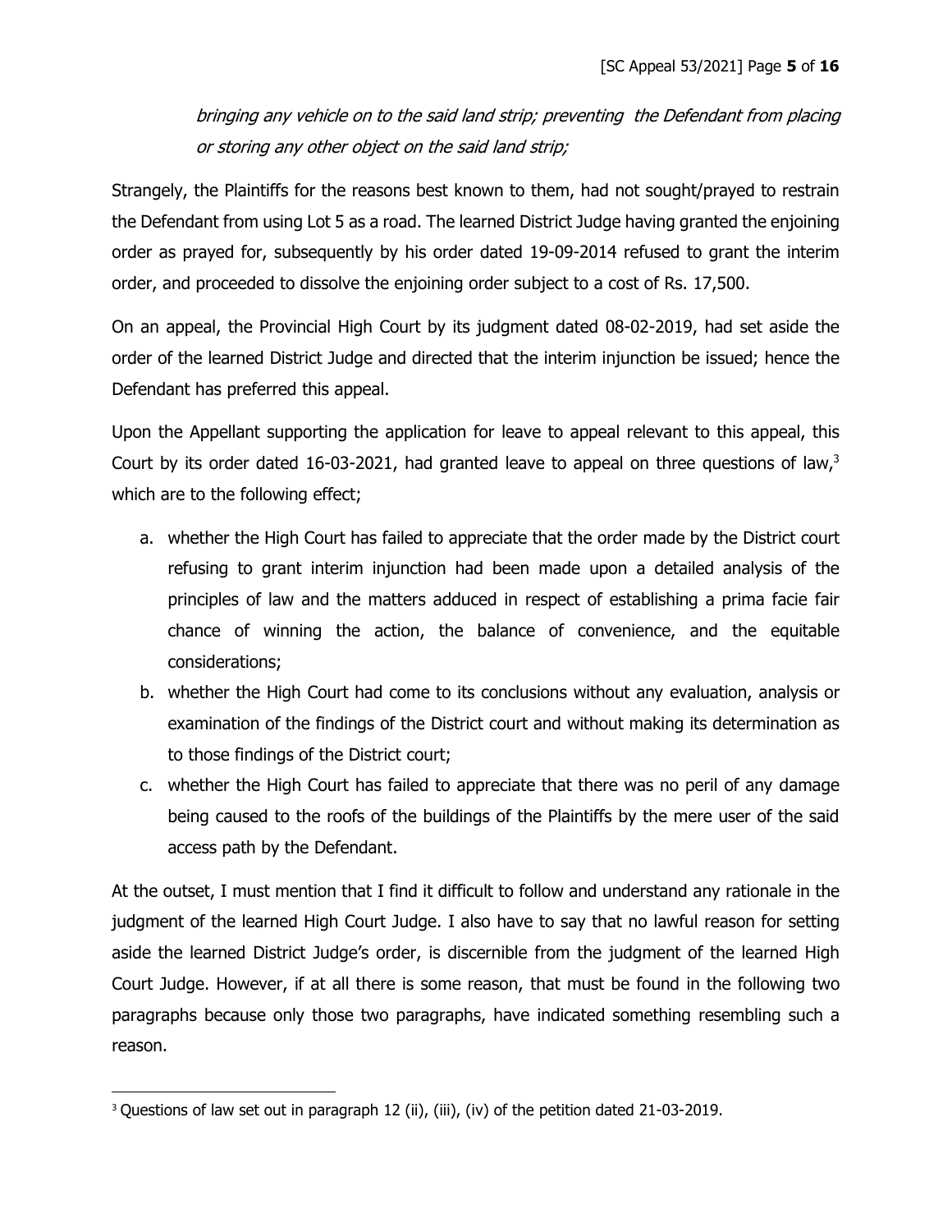*bringing any vehicle on to the said land strip; preventing the Defendant from placing or storing any other object on the said land strip;*

Strangely, the Plaintiffs for the reasons best known to them, had not sought/prayed to restrain the Defendant from using Lot 5 as a road. The learned District Judge having granted the enjoining order as prayed for, subsequently by his order dated 19-09-2014 refused to grant the interim order, and proceeded to dissolve the enjoining order subject to a cost of Rs. 17,500.

On an appeal, the Provincial High Court by its judgment dated 08-02-2019, had set aside the order of the learned District Judge and directed that the interim injunction be issued; hence the Defendant has preferred this appeal.

Upon the Appellant supporting the application for leave to appeal relevant to this appeal, this Court by its order dated 16-03-2021, had granted leave to appeal on three questions of law,[3] which are to the following effect;

a. whether the High Court has failed to appreciate that the order made by the District court refusing to grant interim injunction had been made upon a detailed analysis of the principles of law and the matters adduced in respect of establishing a prima facie fair chance of winning the action, the balance of convenience, and the equitable considerations;
b. whether the High Court had come to its conclusions without any evaluation, analysis or examination of the findings of the District court and without making its determination as to those findings of the District court;
c. whether the High Court has failed to appreciate that there was no peril of any damage being caused to the roofs of the buildings of the Plaintiffs by the mere user of the said access path by the Defendant.

At the outset, I must mention that I find it difficult to follow and understand any rationale in the judgment of the learned High Court Judge. I also have to say that no lawful reason for setting aside the learned District Judge's order, is discernible from the judgment of the learned High Court Judge. However, if at all there is some reason, that must be found in the following two paragraphs because only those two paragraphs, have indicated something resembling such a reason.

---

[3] Questions of law set out in paragraph 12 (ii), (iii), (iv) of the petition dated 21-03-2019.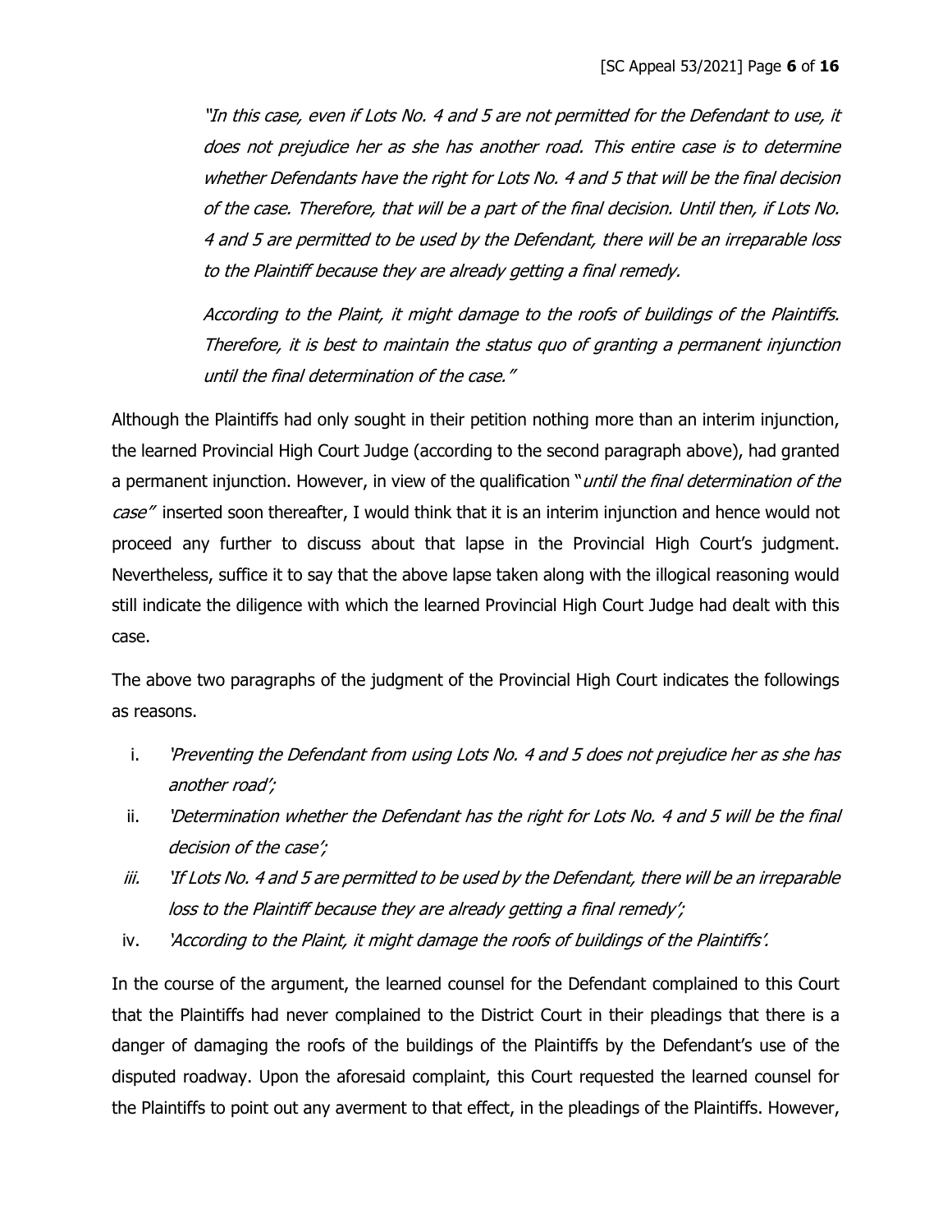*"In this case, even if Lots No. 4 and 5 are not permitted for the Defendant to use, it does not prejudice her as she has another road. This entire case is to determine whether Defendants have the right for Lots No. 4 and 5 that will be the final decision of the case. Therefore, that will be a part of the final decision. Until then, if Lots No. 4 and 5 are permitted to be used by the Defendant, there will be an irreparable loss to the Plaintiff because they are already getting a final remedy.*

*According to the Plaint, it might damage to the roofs of buildings of the Plaintiffs. Therefore, it is best to maintain the status quo of granting a permanent injunction until the final determination of the case."*

Although the Plaintiffs had only sought in their petition nothing more than an interim injunction, the learned Provincial High Court Judge (according to the second paragraph above), had granted a permanent injunction. However, in view of the qualification "*until the final determination of the case"* inserted soon thereafter, I would think that it is an interim injunction and hence would not proceed any further to discuss about that lapse in the Provincial High Court's judgment. Nevertheless, suffice it to say that the above lapse taken along with the illogical reasoning would still indicate the diligence with which the learned Provincial High Court Judge had dealt with this case.

The above two paragraphs of the judgment of the Provincial High Court indicates the followings as reasons.

i. *'Preventing the Defendant from using Lots No. 4 and 5 does not prejudice her as she has another road';*
ii. *'Determination whether the Defendant has the right for Lots No. 4 and 5 will be the final decision of the case';*
iii. *'If Lots No. 4 and 5 are permitted to be used by the Defendant, there will be an irreparable loss to the Plaintiff because they are already getting a final remedy';*
iv. *'According to the Plaint, it might damage the roofs of buildings of the Plaintiffs'.*

In the course of the argument, the learned counsel for the Defendant complained to this Court that the Plaintiffs had never complained to the District Court in their pleadings that there is a danger of damaging the roofs of the buildings of the Plaintiffs by the Defendant's use of the disputed roadway. Upon the aforesaid complaint, this Court requested the learned counsel for the Plaintiffs to point out any averment to that effect, in the pleadings of the Plaintiffs. However,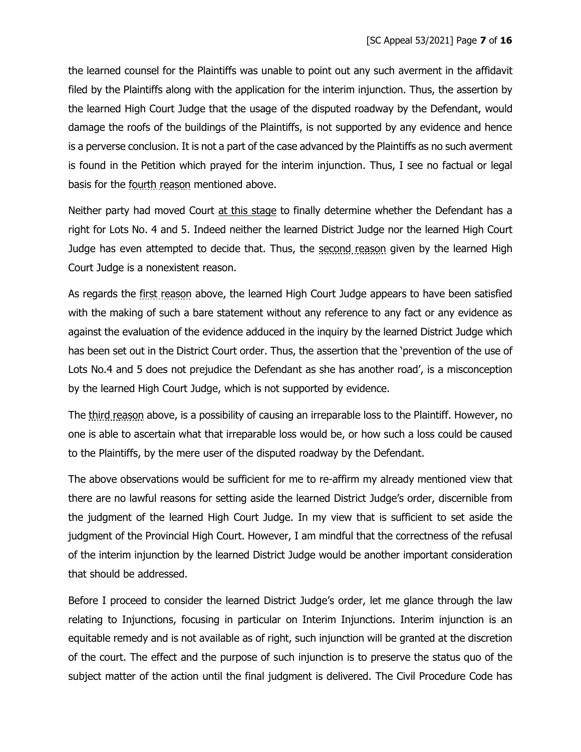the learned counsel for the Plaintiffs was unable to point out any such averment in the affidavit filed by the Plaintiffs along with the application for the interim injunction. Thus, the assertion by the learned High Court Judge that the usage of the disputed roadway by the Defendant, would damage the roofs of the buildings of the Plaintiffs, is not supported by any evidence and hence is a perverse conclusion. It is not a part of the case advanced by the Plaintiffs as no such averment is found in the Petition which prayed for the interim injunction. Thus, I see no factual or legal basis for the fourth reason mentioned above.

Neither party had moved Court at this stage to finally determine whether the Defendant has a right for Lots No. 4 and 5. Indeed neither the learned District Judge nor the learned High Court Judge has even attempted to decide that. Thus, the second reason given by the learned High Court Judge is a nonexistent reason.

As regards the first reason above, the learned High Court Judge appears to have been satisfied with the making of such a bare statement without any reference to any fact or any evidence as against the evaluation of the evidence adduced in the inquiry by the learned District Judge which has been set out in the District Court order. Thus, the assertion that the 'prevention of the use of Lots No.4 and 5 does not prejudice the Defendant as she has another road', is a misconception by the learned High Court Judge, which is not supported by evidence.

The third reason above, is a possibility of causing an irreparable loss to the Plaintiff. However, no one is able to ascertain what that irreparable loss would be, or how such a loss could be caused to the Plaintiffs, by the mere user of the disputed roadway by the Defendant.

The above observations would be sufficient for me to re-affirm my already mentioned view that there are no lawful reasons for setting aside the learned District Judge's order, discernible from the judgment of the learned High Court Judge. In my view that is sufficient to set aside the judgment of the Provincial High Court. However, I am mindful that the correctness of the refusal of the interim injunction by the learned District Judge would be another important consideration that should be addressed.

Before I proceed to consider the learned District Judge's order, let me glance through the law relating to Injunctions, focusing in particular on Interim Injunctions. Interim injunction is an equitable remedy and is not available as of right, such injunction will be granted at the discretion of the court. The effect and the purpose of such injunction is to preserve the status quo of the subject matter of the action until the final judgment is delivered. The Civil Procedure Code has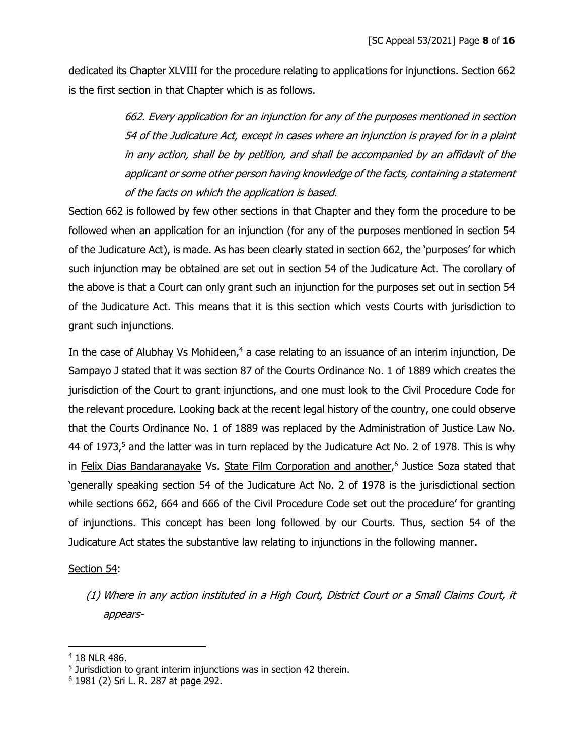dedicated its Chapter XLVIII for the procedure relating to applications for injunctions. Section 662 is the first section in that Chapter which is as follows.

> *662. Every application for an injunction for any of the purposes mentioned in section 54 of the Judicature Act, except in cases where an injunction is prayed for in a plaint in any action, shall be by petition, and shall be accompanied by an affidavit of the applicant or some other person having knowledge of the facts, containing a statement of the facts on which the application is based.*

Section 662 is followed by few other sections in that Chapter and they form the procedure to be followed when an application for an injunction (for any of the purposes mentioned in section 54 of the Judicature Act), is made. As has been clearly stated in section 662, the 'purposes' for which such injunction may be obtained are set out in section 54 of the Judicature Act. The corollary of the above is that a Court can only grant such an injunction for the purposes set out in section 54 of the Judicature Act. This means that it is this section which vests Courts with jurisdiction to grant such injunctions.

In the case of Alubhay Vs Mohideen,[4] a case relating to an issuance of an interim injunction, De Sampayo J stated that it was section 87 of the Courts Ordinance No. 1 of 1889 which creates the jurisdiction of the Court to grant injunctions, and one must look to the Civil Procedure Code for the relevant procedure. Looking back at the recent legal history of the country, one could observe that the Courts Ordinance No. 1 of 1889 was replaced by the Administration of Justice Law No. 44 of 1973,[5] and the latter was in turn replaced by the Judicature Act No. 2 of 1978. This is why in Felix Dias Bandaranayake Vs. State Film Corporation and another,[6] Justice Soza stated that 'generally speaking section 54 of the Judicature Act No. 2 of 1978 is the jurisdictional section while sections 662, 664 and 666 of the Civil Procedure Code set out the procedure' for granting of injunctions. This concept has been long followed by our Courts. Thus, section 54 of the Judicature Act states the substantive law relating to injunctions in the following manner.

Section 54:

*(1) Where in any action instituted in a High Court, District Court or a Small Claims Court, it appears-*

---

[4] 18 NLR 486.

[5] Jurisdiction to grant interim injunctions was in section 42 therein.

[6] 1981 (2) Sri L. R. 287 at page 292.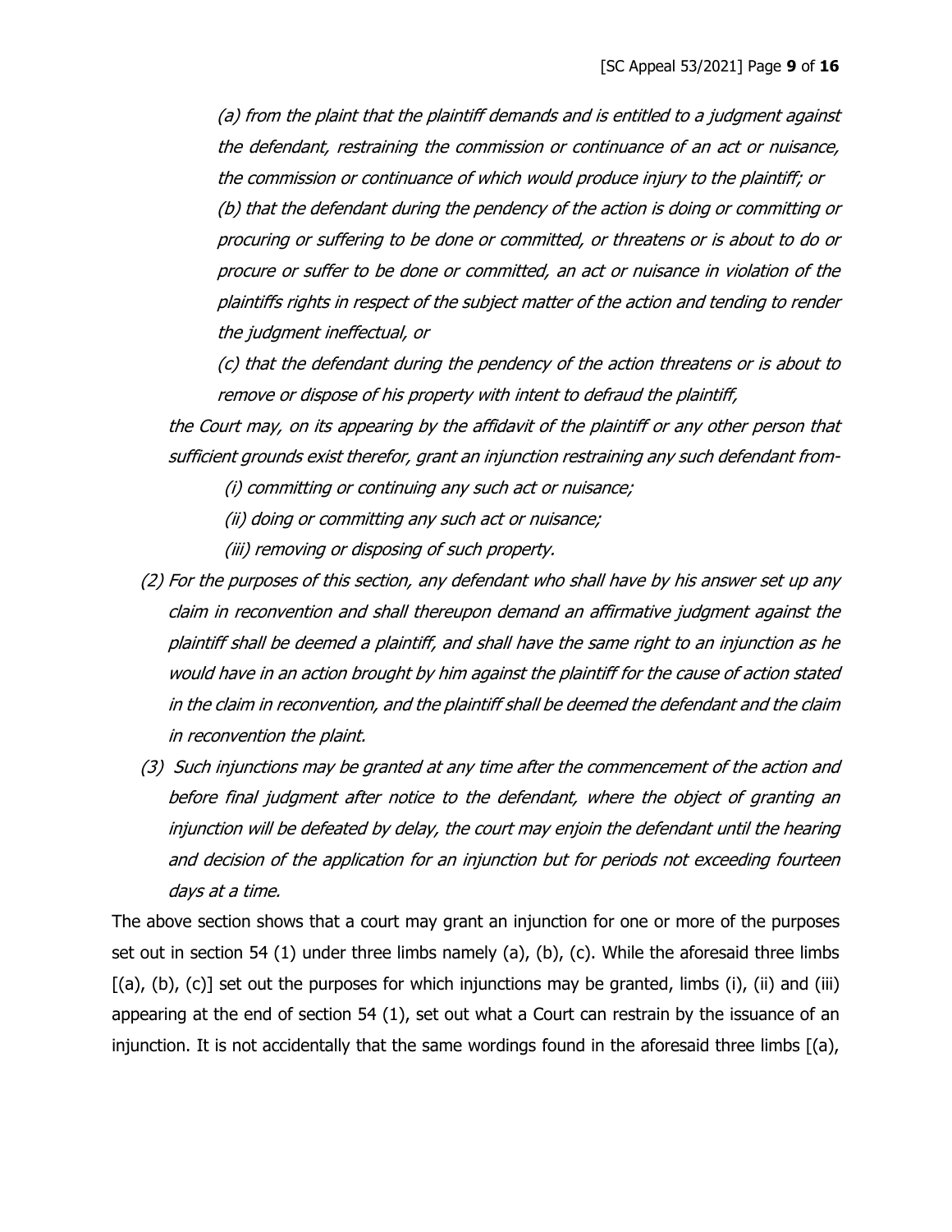*(a) from the plaint that the plaintiff demands and is entitled to a judgment against the defendant, restraining the commission or continuance of an act or nuisance, the commission or continuance of which would produce injury to the plaintiff; or*

*(b) that the defendant during the pendency of the action is doing or committing or procuring or suffering to be done or committed, or threatens or is about to do or procure or suffer to be done or committed, an act or nuisance in violation of the plaintiffs rights in respect of the subject matter of the action and tending to render the judgment ineffectual, or*

*(c) that the defendant during the pendency of the action threatens or is about to remove or dispose of his property with intent to defraud the plaintiff,*

*the Court may, on its appearing by the affidavit of the plaintiff or any other person that sufficient grounds exist therefor, grant an injunction restraining any such defendant from-*

*(i) committing or continuing any such act or nuisance;*

*(ii) doing or committing any such act or nuisance;*

*(iii) removing or disposing of such property.*

*(2) For the purposes of this section, any defendant who shall have by his answer set up any claim in reconvention and shall thereupon demand an affirmative judgment against the plaintiff shall be deemed a plaintiff, and shall have the same right to an injunction as he would have in an action brought by him against the plaintiff for the cause of action stated in the claim in reconvention, and the plaintiff shall be deemed the defendant and the claim in reconvention the plaint.*

*(3) Such injunctions may be granted at any time after the commencement of the action and before final judgment after notice to the defendant, where the object of granting an injunction will be defeated by delay, the court may enjoin the defendant until the hearing and decision of the application for an injunction but for periods not exceeding fourteen days at a time.*

The above section shows that a court may grant an injunction for one or more of the purposes set out in section 54 (1) under three limbs namely (a), (b), (c). While the aforesaid three limbs [(a), (b), (c)] set out the purposes for which injunctions may be granted, limbs (i), (ii) and (iii) appearing at the end of section 54 (1), set out what a Court can restrain by the issuance of an injunction. It is not accidentally that the same wordings found in the aforesaid three limbs [(a),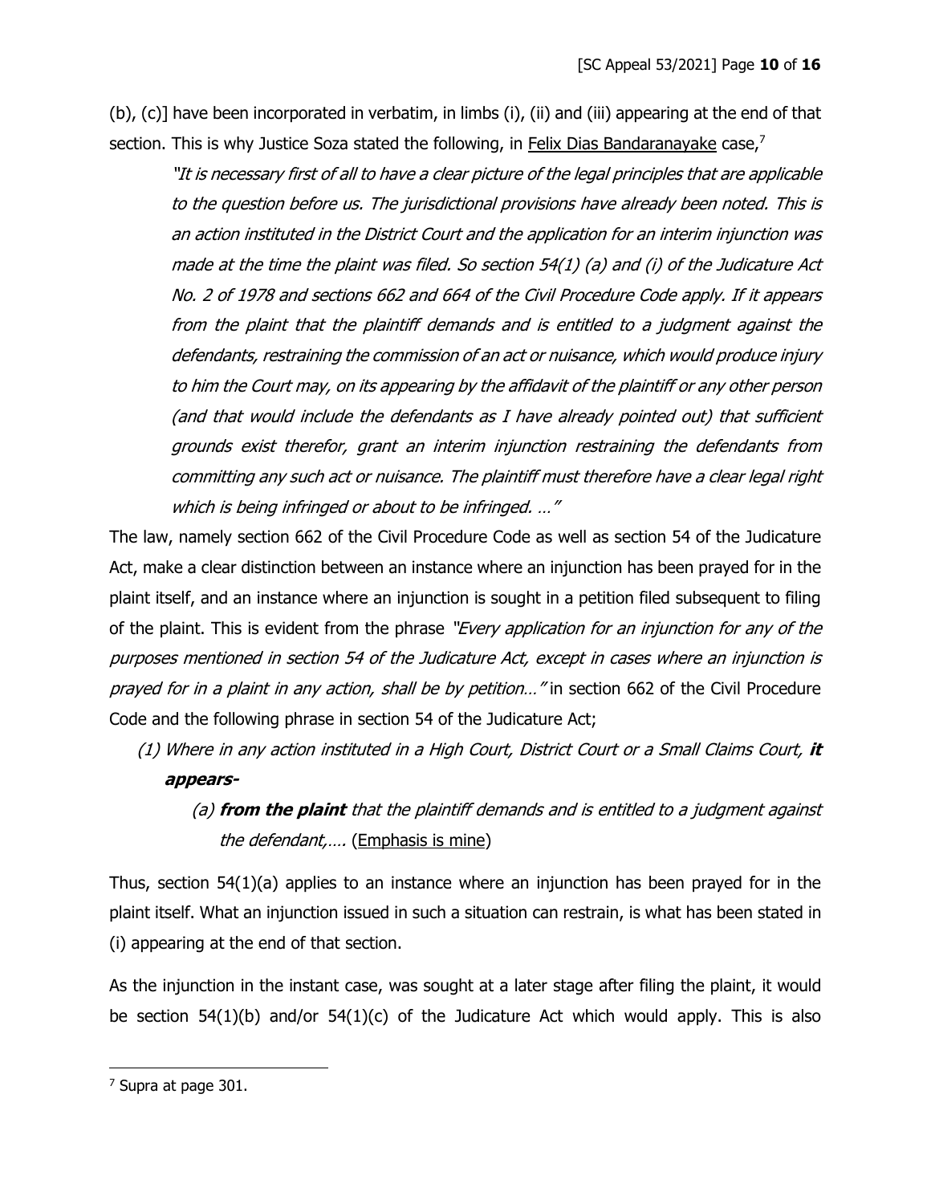(b), (c)] have been incorporated in verbatim, in limbs (i), (ii) and (iii) appearing at the end of that section. This is why Justice Soza stated the following, in Felix Dias Bandaranayake case,[7]

> *"It is necessary first of all to have a clear picture of the legal principles that are applicable to the question before us. The jurisdictional provisions have already been noted. This is an action instituted in the District Court and the application for an interim injunction was made at the time the plaint was filed. So section 54(1) (a) and (i) of the Judicature Act No. 2 of 1978 and sections 662 and 664 of the Civil Procedure Code apply. If it appears from the plaint that the plaintiff demands and is entitled to a judgment against the defendants, restraining the commission of an act or nuisance, which would produce injury to him the Court may, on its appearing by the affidavit of the plaintiff or any other person (and that would include the defendants as I have already pointed out) that sufficient grounds exist therefor, grant an interim injunction restraining the defendants from committing any such act or nuisance. The plaintiff must therefore have a clear legal right which is being infringed or about to be infringed. …"*

The law, namely section 662 of the Civil Procedure Code as well as section 54 of the Judicature Act, make a clear distinction between an instance where an injunction has been prayed for in the plaint itself, and an instance where an injunction is sought in a petition filed subsequent to filing of the plaint. This is evident from the phrase *"Every application for an injunction for any of the purposes mentioned in section 54 of the Judicature Act, except in cases where an injunction is prayed for in a plaint in any action, shall be by petition…"* in section 662 of the Civil Procedure Code and the following phrase in section 54 of the Judicature Act;

> *(1) Where in any action instituted in a High Court, District Court or a Small Claims Court,* ***it appears-***
>
> > *(a)* ***from the plaint*** *that the plaintiff demands and is entitled to a judgment against the defendant,….* (Emphasis is mine)

Thus, section 54(1)(a) applies to an instance where an injunction has been prayed for in the plaint itself. What an injunction issued in such a situation can restrain, is what has been stated in (i) appearing at the end of that section.

As the injunction in the instant case, was sought at a later stage after filing the plaint, it would be section 54(1)(b) and/or 54(1)(c) of the Judicature Act which would apply. This is also

---

[7] Supra at page 301.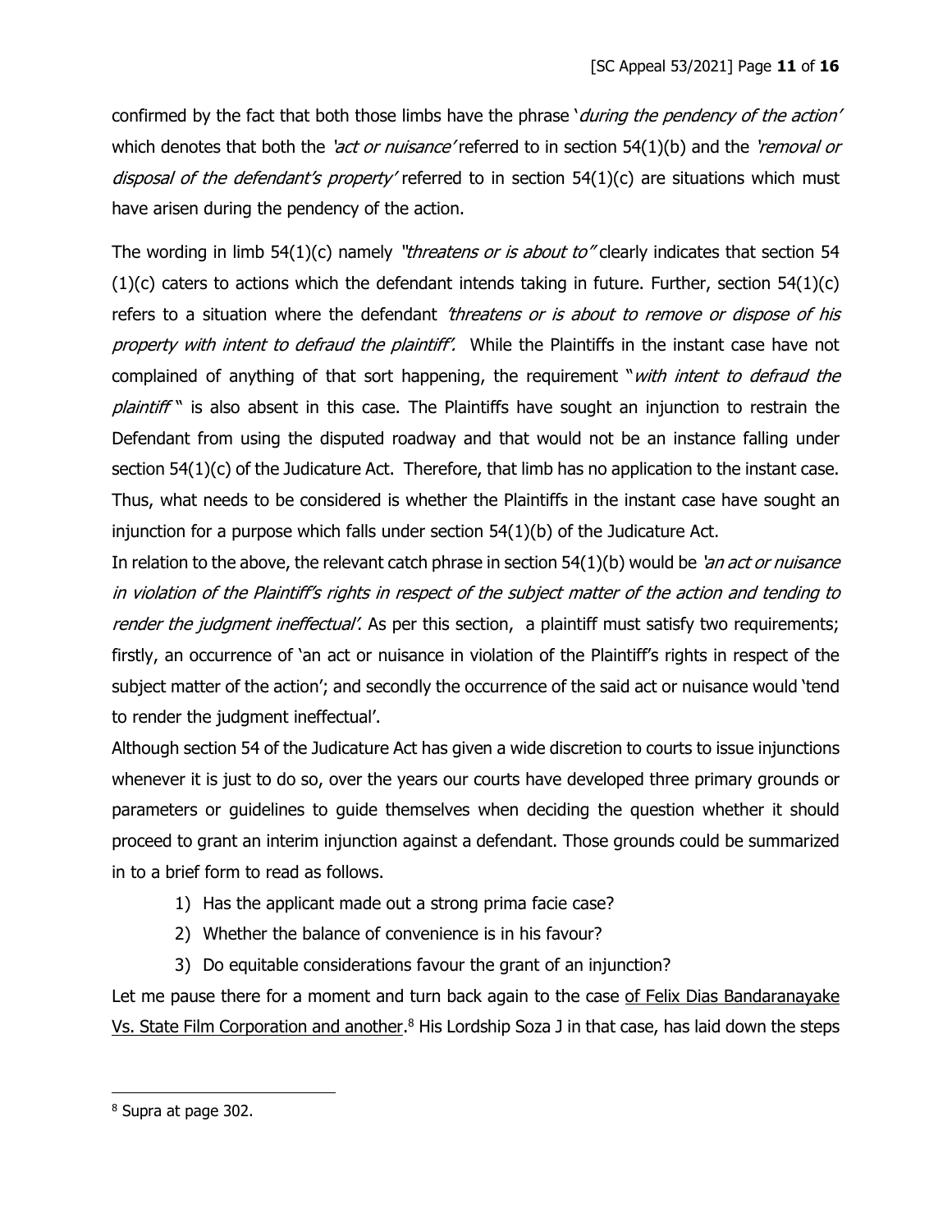confirmed by the fact that both those limbs have the phrase '*during the pendency of the action*' which denotes that both the *'act or nuisance'* referred to in section 54(1)(b) and the *'removal or disposal of the defendant's property'* referred to in section 54(1)(c) are situations which must have arisen during the pendency of the action.

The wording in limb 54(1)(c) namely *"threatens or is about to"* clearly indicates that section 54 (1)(c) caters to actions which the defendant intends taking in future. Further, section 54(1)(c) refers to a situation where the defendant *'threatens or is about to remove or dispose of his property with intent to defraud the plaintiff'.* While the Plaintiffs in the instant case have not complained of anything of that sort happening, the requirement "*with intent to defraud the plaintiff*" is also absent in this case. The Plaintiffs have sought an injunction to restrain the Defendant from using the disputed roadway and that would not be an instance falling under section 54(1)(c) of the Judicature Act. Therefore, that limb has no application to the instant case. Thus, what needs to be considered is whether the Plaintiffs in the instant case have sought an injunction for a purpose which falls under section 54(1)(b) of the Judicature Act.

In relation to the above, the relevant catch phrase in section 54(1)(b) would be *'an act or nuisance in violation of the Plaintiff's rights in respect of the subject matter of the action and tending to render the judgment ineffectual'.* As per this section, a plaintiff must satisfy two requirements; firstly, an occurrence of 'an act or nuisance in violation of the Plaintiff's rights in respect of the subject matter of the action'; and secondly the occurrence of the said act or nuisance would 'tend to render the judgment ineffectual'.

Although section 54 of the Judicature Act has given a wide discretion to courts to issue injunctions whenever it is just to do so, over the years our courts have developed three primary grounds or parameters or guidelines to guide themselves when deciding the question whether it should proceed to grant an interim injunction against a defendant. Those grounds could be summarized in to a brief form to read as follows.

1) Has the applicant made out a strong prima facie case?
2) Whether the balance of convenience is in his favour?
3) Do equitable considerations favour the grant of an injunction?

Let me pause there for a moment and turn back again to the case of Felix Dias Bandaranayake Vs. State Film Corporation and another.[8] His Lordship Soza J in that case, has laid down the steps

[8] Supra at page 302.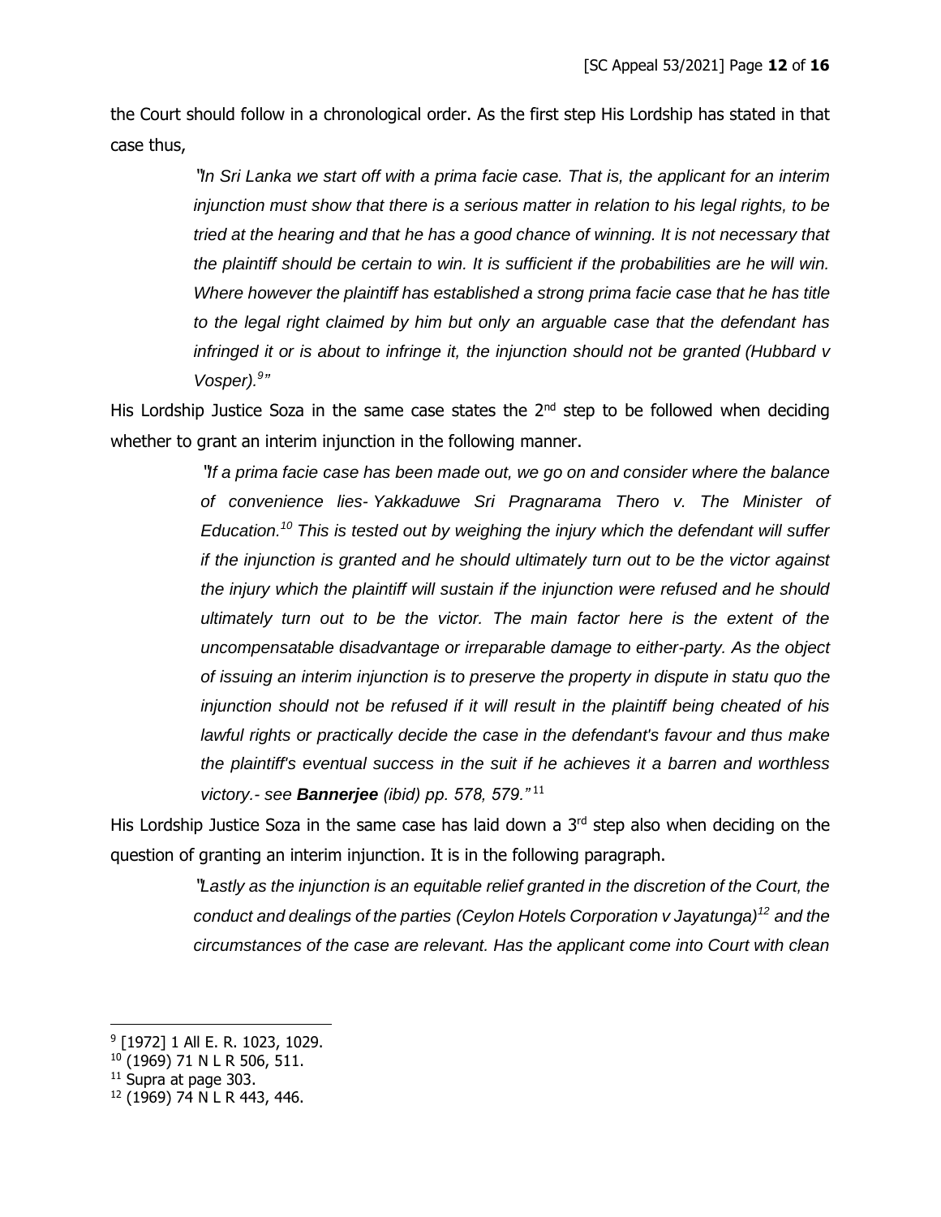the Court should follow in a chronological order. As the first step His Lordship has stated in that case thus,

> *"In Sri Lanka we start off with a prima facie case. That is, the applicant for an interim injunction must show that there is a serious matter in relation to his legal rights, to be tried at the hearing and that he has a good chance of winning. It is not necessary that the plaintiff should be certain to win. It is sufficient if the probabilities are he will win. Where however the plaintiff has established a strong prima facie case that he has title to the legal right claimed by him but only an arguable case that the defendant has infringed it or is about to infringe it, the injunction should not be granted (Hubbard v Vosper).[9]"*

His Lordship Justice Soza in the same case states the 2nd step to be followed when deciding whether to grant an interim injunction in the following manner.

> *"If a prima facie case has been made out, we go on and consider where the balance of convenience lies- Yakkaduwe Sri Pragnarama Thero v. The Minister of Education.[10] This is tested out by weighing the injury which the defendant will suffer if the injunction is granted and he should ultimately turn out to be the victor against the injury which the plaintiff will sustain if the injunction were refused and he should ultimately turn out to be the victor. The main factor here is the extent of the uncompensatable disadvantage or irreparable damage to either-party. As the object of issuing an interim injunction is to preserve the property in dispute in statu quo the injunction should not be refused if it will result in the plaintiff being cheated of his lawful rights or practically decide the case in the defendant's favour and thus make the plaintiff's eventual success in the suit if he achieves it a barren and worthless victory.- see **Bannerjee** (ibid) pp. 578, 579."*[11]

His Lordship Justice Soza in the same case has laid down a 3rd step also when deciding on the question of granting an interim injunction. It is in the following paragraph.

> *"Lastly as the injunction is an equitable relief granted in the discretion of the Court, the conduct and dealings of the parties (Ceylon Hotels Corporation v Jayatunga)[12] and the circumstances of the case are relevant. Has the applicant come into Court with clean*

---

[9] [1972] 1 All E. R. 1023, 1029.

[10] (1969) 71 N L R 506, 511.

[11] Supra at page 303.

[12] (1969) 74 N L R 443, 446.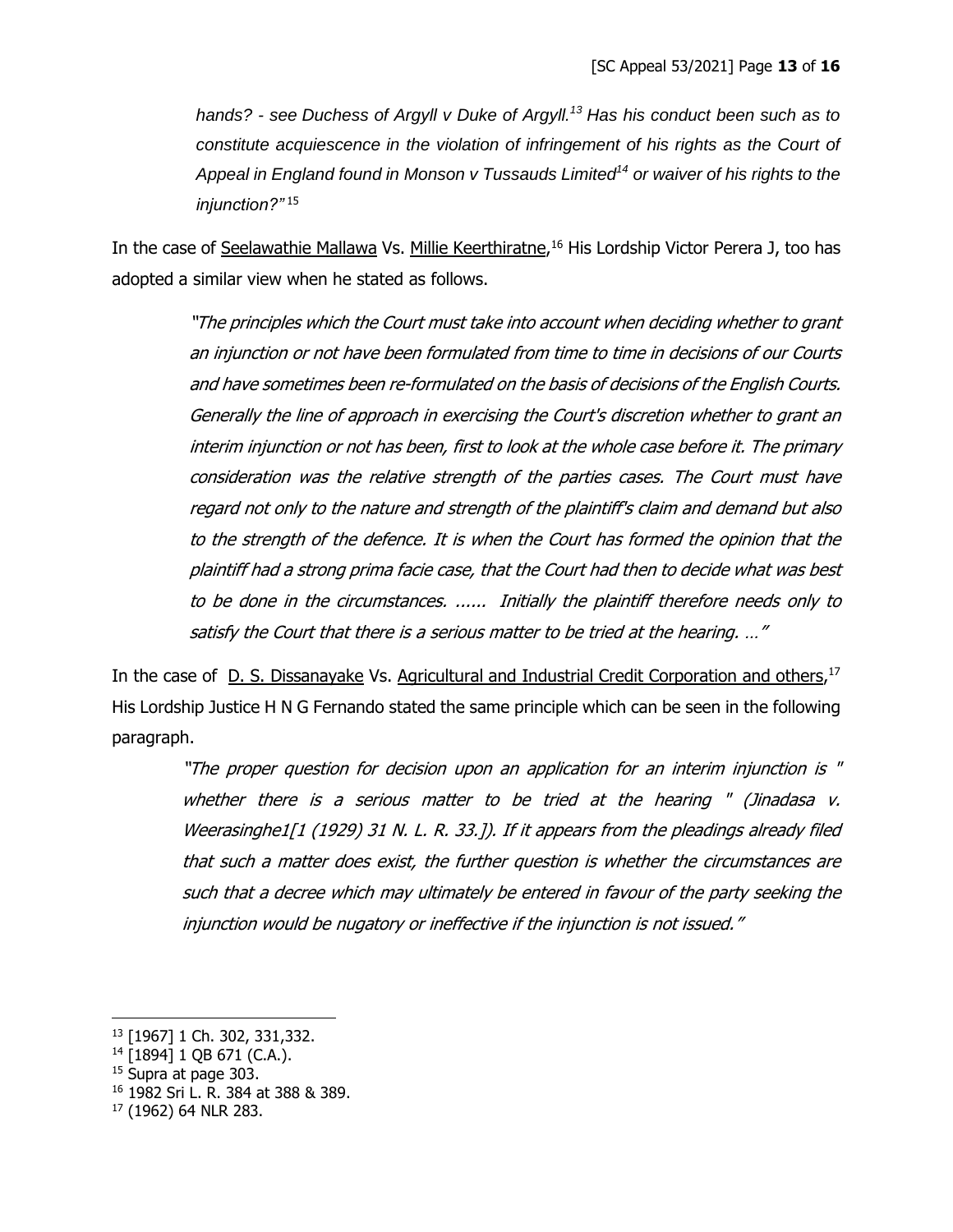> *hands? - see Duchess of Argyll v Duke of Argyll.*[13] *Has his conduct been such as to constitute acquiescence in the violation of infringement of his rights as the Court of Appeal in England found in Monson v Tussauds Limited*[14] *or waiver of his rights to the injunction?"*[15]

In the case of <u>Seelawathie Mallawa</u> Vs. <u>Millie Keerthiratne</u>,[16] His Lordship Victor Perera J, too has adopted a similar view when he stated as follows.

> *"The principles which the Court must take into account when deciding whether to grant an injunction or not have been formulated from time to time in decisions of our Courts and have sometimes been re-formulated on the basis of decisions of the English Courts. Generally the line of approach in exercising the Court's discretion whether to grant an interim injunction or not has been, first to look at the whole case before it. The primary consideration was the relative strength of the parties cases. The Court must have regard not only to the nature and strength of the plaintiff's claim and demand but also to the strength of the defence. It is when the Court has formed the opinion that the plaintiff had a strong prima facie case, that the Court had then to decide what was best to be done in the circumstances. ...... Initially the plaintiff therefore needs only to satisfy the Court that there is a serious matter to be tried at the hearing. …"*

In the case of <u>D. S. Dissanayake</u> Vs. <u>Agricultural and Industrial Credit Corporation and others</u>,[17] His Lordship Justice H N G Fernando stated the same principle which can be seen in the following paragraph.

> *"The proper question for decision upon an application for an interim injunction is " whether there is a serious matter to be tried at the hearing " (Jinadasa v. Weerasinghe1[1 (1929) 31 N. L. R. 33.]). If it appears from the pleadings already filed that such a matter does exist, the further question is whether the circumstances are such that a decree which may ultimately be entered in favour of the party seeking the injunction would be nugatory or ineffective if the injunction is not issued."*

---

[13] [1967] 1 Ch. 302, 331,332.

[14] [1894] 1 QB 671 (C.A.).

[15] Supra at page 303.

[16] 1982 Sri L. R. 384 at 388 & 389.

[17] (1962) 64 NLR 283.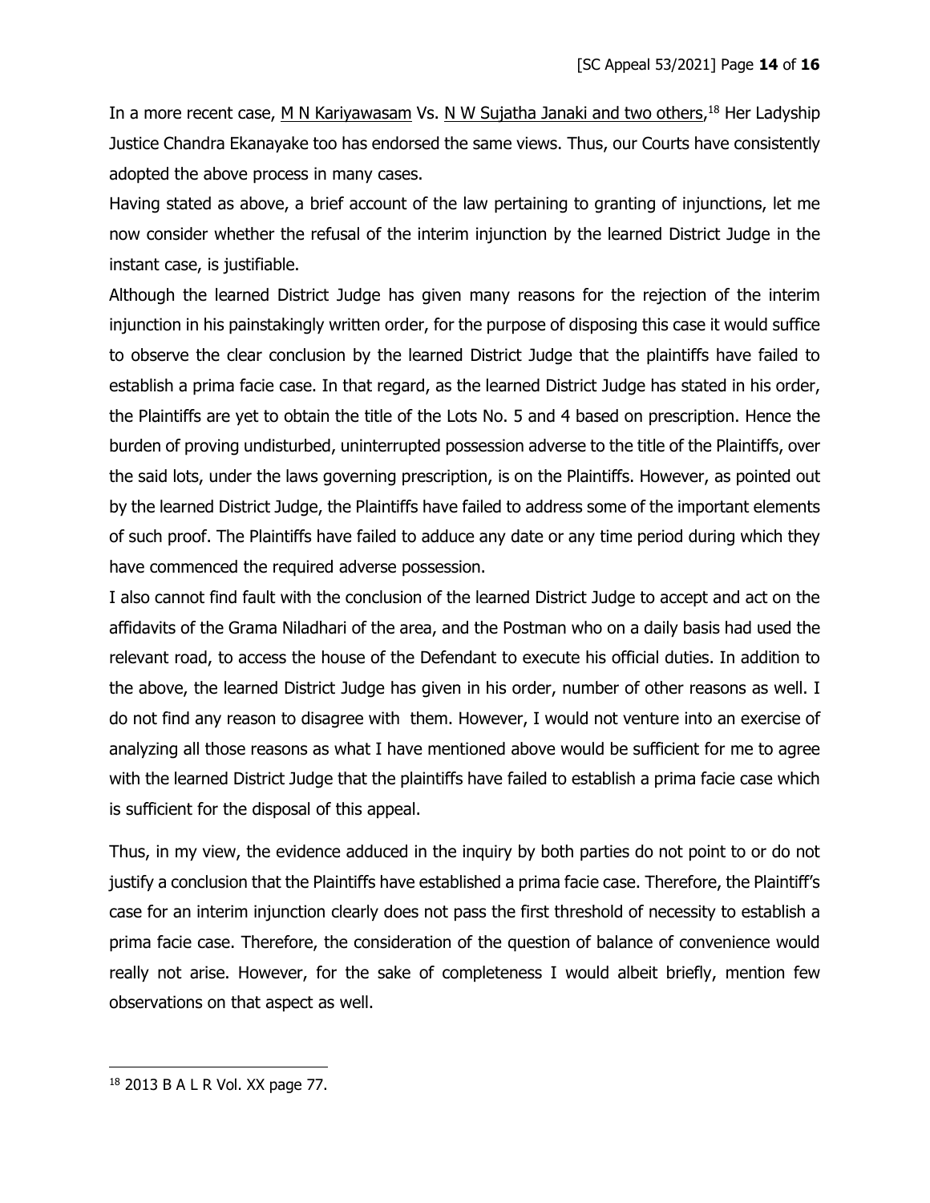In a more recent case, M N Kariyawasam Vs. N W Sujatha Janaki and two others,[18] Her Ladyship Justice Chandra Ekanayake too has endorsed the same views. Thus, our Courts have consistently adopted the above process in many cases.

Having stated as above, a brief account of the law pertaining to granting of injunctions, let me now consider whether the refusal of the interim injunction by the learned District Judge in the instant case, is justifiable.

Although the learned District Judge has given many reasons for the rejection of the interim injunction in his painstakingly written order, for the purpose of disposing this case it would suffice to observe the clear conclusion by the learned District Judge that the plaintiffs have failed to establish a prima facie case. In that regard, as the learned District Judge has stated in his order, the Plaintiffs are yet to obtain the title of the Lots No. 5 and 4 based on prescription. Hence the burden of proving undisturbed, uninterrupted possession adverse to the title of the Plaintiffs, over the said lots, under the laws governing prescription, is on the Plaintiffs. However, as pointed out by the learned District Judge, the Plaintiffs have failed to address some of the important elements of such proof. The Plaintiffs have failed to adduce any date or any time period during which they have commenced the required adverse possession.

I also cannot find fault with the conclusion of the learned District Judge to accept and act on the affidavits of the Grama Niladhari of the area, and the Postman who on a daily basis had used the relevant road, to access the house of the Defendant to execute his official duties. In addition to the above, the learned District Judge has given in his order, number of other reasons as well. I do not find any reason to disagree with them. However, I would not venture into an exercise of analyzing all those reasons as what I have mentioned above would be sufficient for me to agree with the learned District Judge that the plaintiffs have failed to establish a prima facie case which is sufficient for the disposal of this appeal.

Thus, in my view, the evidence adduced in the inquiry by both parties do not point to or do not justify a conclusion that the Plaintiffs have established a prima facie case. Therefore, the Plaintiff's case for an interim injunction clearly does not pass the first threshold of necessity to establish a prima facie case. Therefore, the consideration of the question of balance of convenience would really not arise. However, for the sake of completeness I would albeit briefly, mention few observations on that aspect as well.

---

[18] 2013 B A L R Vol. XX page 77.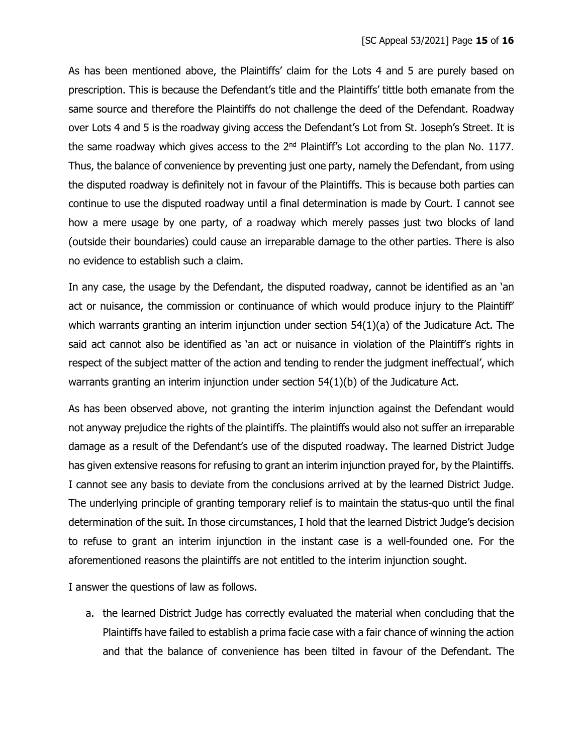As has been mentioned above, the Plaintiffs' claim for the Lots 4 and 5 are purely based on prescription. This is because the Defendant's title and the Plaintiffs' tittle both emanate from the same source and therefore the Plaintiffs do not challenge the deed of the Defendant. Roadway over Lots 4 and 5 is the roadway giving access the Defendant's Lot from St. Joseph's Street. It is the same roadway which gives access to the 2nd Plaintiff's Lot according to the plan No. 1177. Thus, the balance of convenience by preventing just one party, namely the Defendant, from using the disputed roadway is definitely not in favour of the Plaintiffs. This is because both parties can continue to use the disputed roadway until a final determination is made by Court. I cannot see how a mere usage by one party, of a roadway which merely passes just two blocks of land (outside their boundaries) could cause an irreparable damage to the other parties. There is also no evidence to establish such a claim.

In any case, the usage by the Defendant, the disputed roadway, cannot be identified as an 'an act or nuisance, the commission or continuance of which would produce injury to the Plaintiff' which warrants granting an interim injunction under section 54(1)(a) of the Judicature Act. The said act cannot also be identified as 'an act or nuisance in violation of the Plaintiff's rights in respect of the subject matter of the action and tending to render the judgment ineffectual', which warrants granting an interim injunction under section 54(1)(b) of the Judicature Act.

As has been observed above, not granting the interim injunction against the Defendant would not anyway prejudice the rights of the plaintiffs. The plaintiffs would also not suffer an irreparable damage as a result of the Defendant's use of the disputed roadway. The learned District Judge has given extensive reasons for refusing to grant an interim injunction prayed for, by the Plaintiffs. I cannot see any basis to deviate from the conclusions arrived at by the learned District Judge. The underlying principle of granting temporary relief is to maintain the status-quo until the final determination of the suit. In those circumstances, I hold that the learned District Judge's decision to refuse to grant an interim injunction in the instant case is a well-founded one. For the aforementioned reasons the plaintiffs are not entitled to the interim injunction sought.

I answer the questions of law as follows.

a. the learned District Judge has correctly evaluated the material when concluding that the Plaintiffs have failed to establish a prima facie case with a fair chance of winning the action and that the balance of convenience has been tilted in favour of the Defendant. The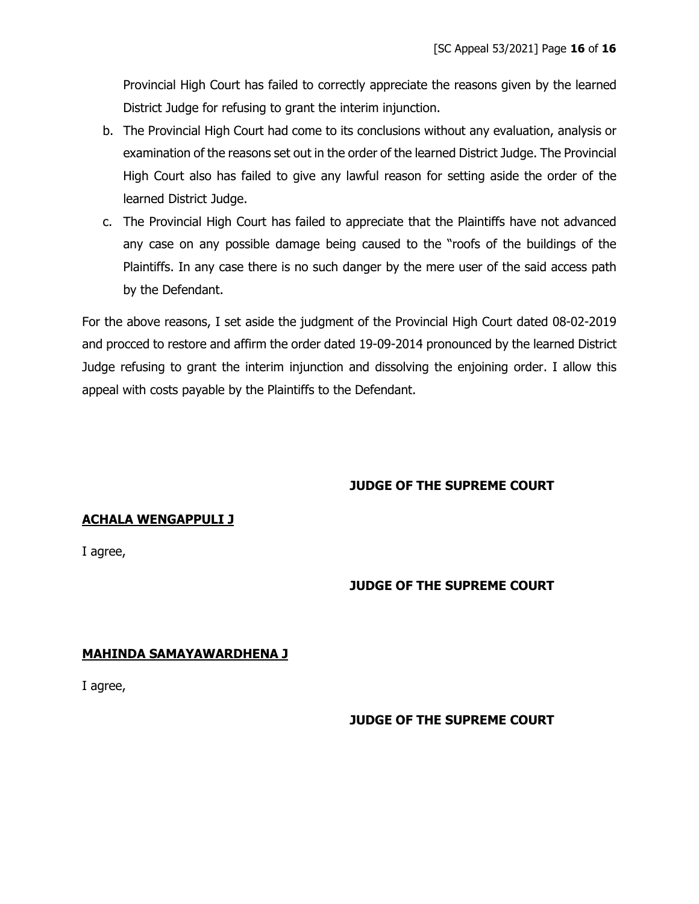Provincial High Court has failed to correctly appreciate the reasons given by the learned District Judge for refusing to grant the interim injunction.

b. The Provincial High Court had come to its conclusions without any evaluation, analysis or examination of the reasons set out in the order of the learned District Judge. The Provincial High Court also has failed to give any lawful reason for setting aside the order of the learned District Judge.
c. The Provincial High Court has failed to appreciate that the Plaintiffs have not advanced any case on any possible damage being caused to the "roofs of the buildings of the Plaintiffs. In any case there is no such danger by the mere user of the said access path by the Defendant.

For the above reasons, I set aside the judgment of the Provincial High Court dated 08-02-2019 and procced to restore and affirm the order dated 19-09-2014 pronounced by the learned District Judge refusing to grant the interim injunction and dissolving the enjoining order. I allow this appeal with costs payable by the Plaintiffs to the Defendant.

**JUDGE OF THE SUPREME COURT**

**ACHALA WENGAPPULI J**

I agree,

**JUDGE OF THE SUPREME COURT**

**MAHINDA SAMAYAWARDHENA J**

I agree,

**JUDGE OF THE SUPREME COURT**